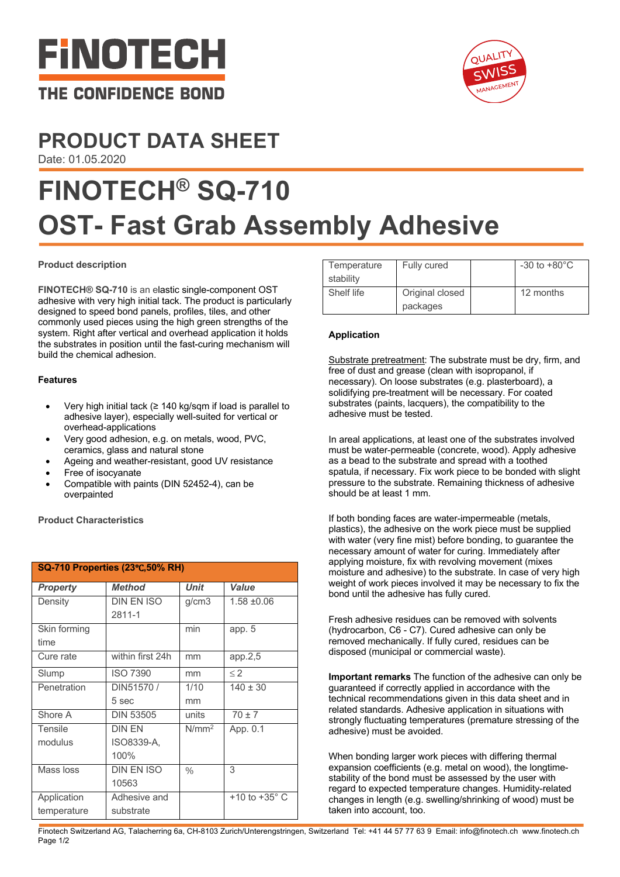# FINOTECH

THE CONFIDENCE BOND

## PRODUCT DATA SHEET

Date: 01.05.2020

# FINOTECH® SQ-710
# OST- Fast Grab Assembly Adhesive

**Product description**

**FINOTECH® SQ-710** is an elastic single-component OST adhesive with very high initial tack. The product is particularly designed to speed bond panels, profiles, tiles, and other commonly used pieces using the high green strengths of the system. Right after vertical and overhead application it holds the substrates in position until the fast-curing mechanism will build the chemical adhesion.

**Features**

- Very high initial tack (≥ 140 kg/sqm if load is parallel to adhesive layer), especially well-suited for vertical or overhead-applications
- Very good adhesion, e.g. on metals, wood, PVC, ceramics, glass and natural stone
- Ageing and weather-resistant, good UV resistance
- Free of isocyanate
- Compatible with paints (DIN 52452-4), can be overpainted

**Product Characteristics**

| **SQ-710 Properties (23℃,50% RH)** | | | |
|---|---|---|---|
| ***Property*** | ***Method*** | ***Unit*** | ***Value*** |
| Density | DIN EN ISO 2811-1 | g/cm3 | 1.58 ±0.06 |
| Skin forming time | | min | app. 5 |
| Cure rate | within first 24h | mm | app.2,5 |
| Slump | ISO 7390 | mm | ≤ 2 |
| Penetration | DIN51570 / 5 sec | 1/10 mm | 140 ± 30 |
| Shore A | DIN 53505 | units | 70 ± 7 |
| Tensile modulus | DIN EN ISO8339-A, 100% | N/mm² | App. 0.1 |
| Mass loss | DIN EN ISO 10563 | % | 3 |
| Application temperature | Adhesive and substrate | | +10 to +35° C |
| Temperature stability | Fully cured | | -30 to +80°C |
| Shelf life | Original closed packages | | 12 months |

**Application**

Substrate pretreatment: The substrate must be dry, firm, and free of dust and grease (clean with isopropanol, if necessary). On loose substrates (e.g. plasterboard), a solidifying pre-treatment will be necessary. For coated substrates (paints, lacquers), the compatibility to the adhesive must be tested.

In areal applications, at least one of the substrates involved must be water-permeable (concrete, wood). Apply adhesive as a bead to the substrate and spread with a toothed spatula, if necessary. Fix work piece to be bonded with slight pressure to the substrate. Remaining thickness of adhesive should be at least 1 mm.

If both bonding faces are water-impermeable (metals, plastics), the adhesive on the work piece must be supplied with water (very fine mist) before bonding, to guarantee the necessary amount of water for curing. Immediately after applying moisture, fix with revolving movement (mixes moisture and adhesive) to the substrate. In case of very high weight of work pieces involved it may be necessary to fix the bond until the adhesive has fully cured.

Fresh adhesive residues can be removed with solvents (hydrocarbon, C6 - C7). Cured adhesive can only be removed mechanically. If fully cured, residues can be disposed (municipal or commercial waste).

**Important remarks** The function of the adhesive can only be guaranteed if correctly applied in accordance with the technical recommendations given in this data sheet and in related standards. Adhesive application in situations with strongly fluctuating temperatures (premature stressing of the adhesive) must be avoided.

When bonding larger work pieces with differing thermal expansion coefficients (e.g. metal on wood), the longtime-stability of the bond must be assessed by the user with regard to expected temperature changes. Humidity-related changes in length (e.g. swelling/shrinking of wood) must be taken into account, too.

Finotech Switzerland AG, Talacherring 6a, CH-8103 Zurich/Unterengstringen, Switzerland Tel: +41 44 57 77 63 9 Email: info@finotech.ch www.finotech.ch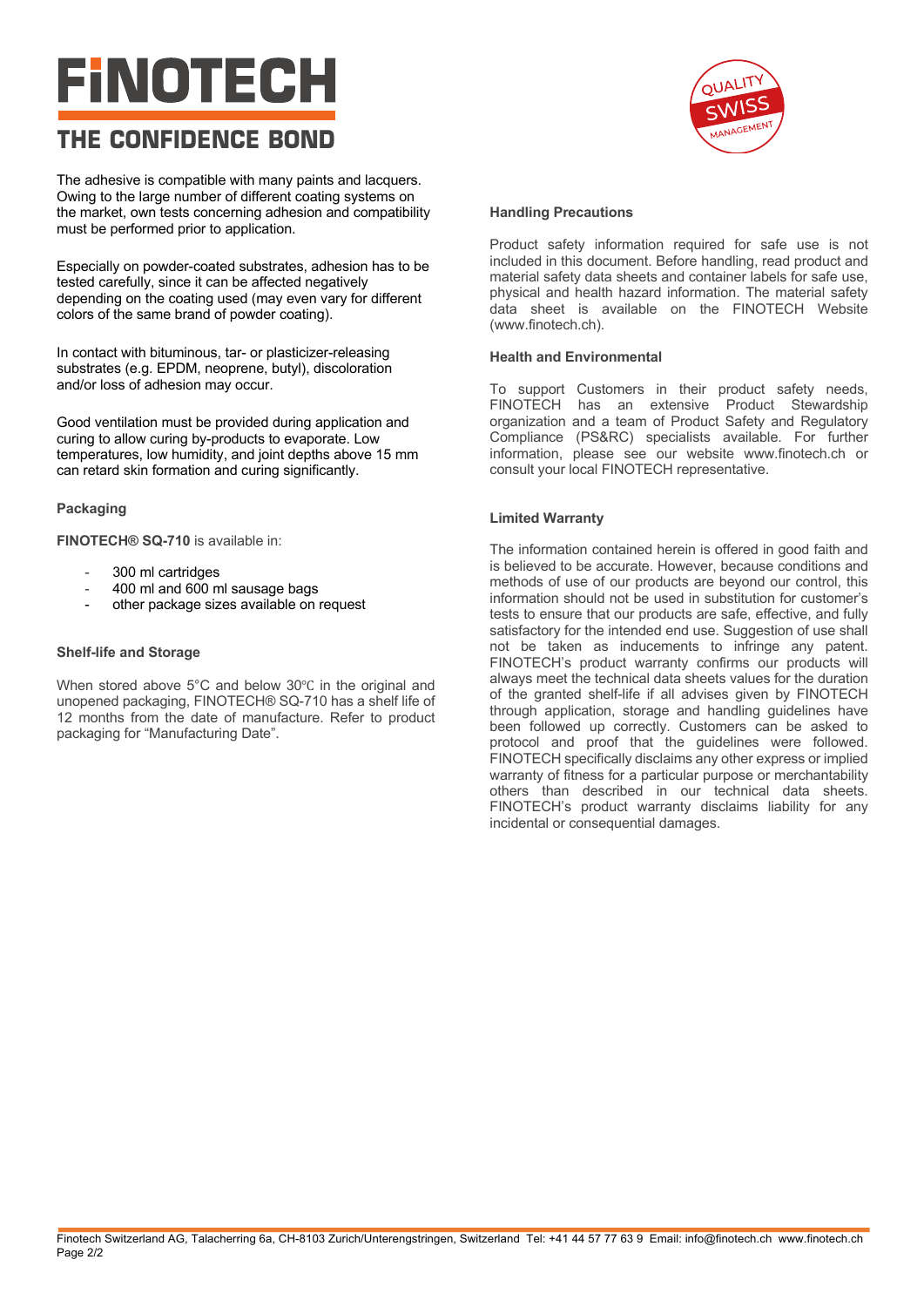The adhesive is compatible with many paints and lacquers. Owing to the large number of different coating systems on the market, own tests concerning adhesion and compatibility must be performed prior to application.

Especially on powder-coated substrates, adhesion has to be tested carefully, since it can be affected negatively depending on the coating used (may even vary for different colors of the same brand of powder coating).

In contact with bituminous, tar- or plasticizer-releasing substrates (e.g. EPDM, neoprene, butyl), discoloration and/or loss of adhesion may occur.

Good ventilation must be provided during application and curing to allow curing by-products to evaporate. Low temperatures, low humidity, and joint depths above 15 mm can retard skin formation and curing significantly.

### Packaging

**FINOTECH® SQ-710** is available in:

- 300 ml cartridges
- 400 ml and 600 ml sausage bags
- other package sizes available on request

### Shelf-life and Storage

When stored above 5°C and below 30℃ in the original and unopened packaging, FINOTECH® SQ-710 has a shelf life of 12 months from the date of manufacture. Refer to product packaging for "Manufacturing Date".

### Handling Precautions

Product safety information required for safe use is not included in this document. Before handling, read product and material safety data sheets and container labels for safe use, physical and health hazard information. The material safety data sheet is available on the FINOTECH Website (www.finotech.ch).

### Health and Environmental

To support Customers in their product safety needs, FINOTECH has an extensive Product Stewardship organization and a team of Product Safety and Regulatory Compliance (PS&RC) specialists available. For further information, please see our website www.finotech.ch or consult your local FINOTECH representative.

### Limited Warranty

The information contained herein is offered in good faith and is believed to be accurate. However, because conditions and methods of use of our products are beyond our control, this information should not be used in substitution for customer's tests to ensure that our products are safe, effective, and fully satisfactory for the intended end use. Suggestion of use shall not be taken as inducements to infringe any patent. FINOTECH's product warranty confirms our products will always meet the technical data sheets values for the duration of the granted shelf-life if all advises given by FINOTECH through application, storage and handling guidelines have been followed up correctly. Customers can be asked to protocol and proof that the guidelines were followed. FINOTECH specifically disclaims any other express or implied warranty of fitness for a particular purpose or merchantability others than described in our technical data sheets. FINOTECH's product warranty disclaims liability for any incidental or consequential damages.